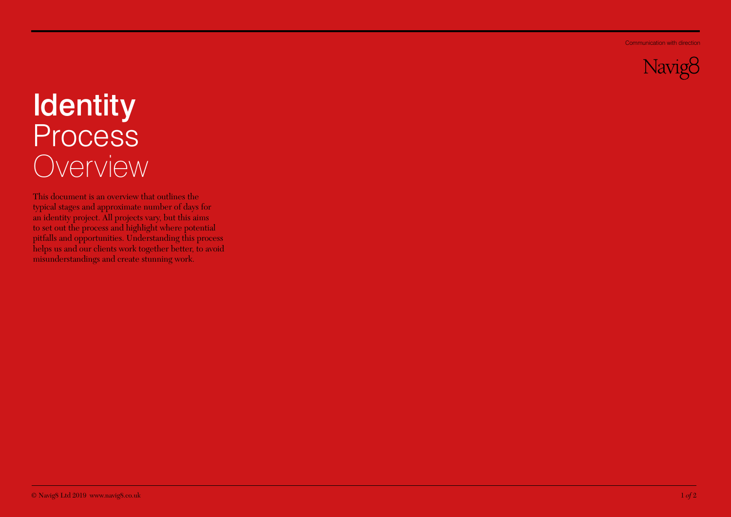Communication with direction

Navig8

# Identity Process Overview

This document is an overview that outlines the typical stages and approximate number of days for an identity project. All projects vary, but this aims to set out the process and highlight where potential pitfalls and opportunities. Understanding this process helps us and our clients work together better, to avoid misunderstandings and create stunning work.

© Navig8 Ltd 2019 www.navig8.co.uk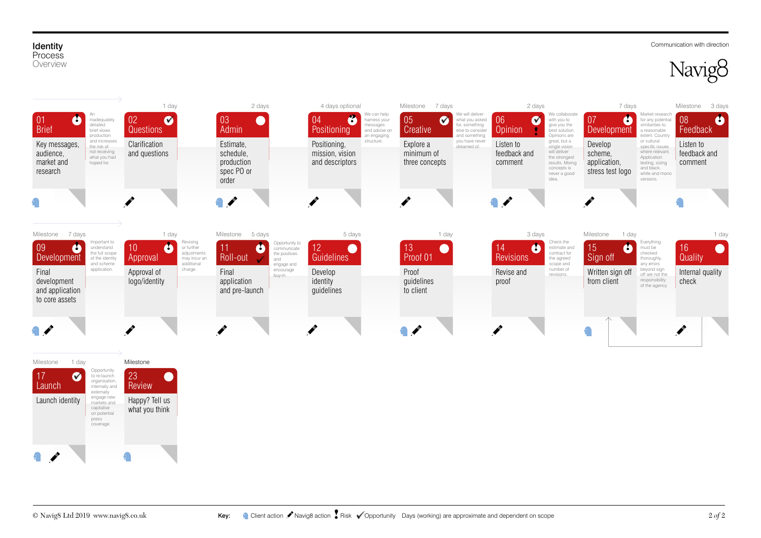# Identity
Process
Overview

Communication with direction

Navig8

---

**01 Brief**
Key messages, audience, market and research

An inadequately detailed brief slows production and increases the risk of not receiving what you had hoped for.

---

1 day

**02 Questions**
Clarification and questions

---

2 days

**03 Admin**
Estimate, schedule, production spec PO or order

---

4 days optional

**04 Positioning**
Positioning, mission, vision and descriptors

We can help harness your messages and advise on an engaging structure.

---

Milestone — 7 days

**05 Creative**
Explore a minimum of three concepts

We will deliver what you asked for, something else to consider and something you have never dreamed of.

---

2 days

**06 Opinion**
Listen to feedback and comment

We collaborate with you to give you the best solution. Opinions are great, but a single vision will deliver the strongest results. Mixing concepts is never a good idea.

---

7 days

**07 Development**
Develop scheme, application, stress test logo

Market research for any potential similarities to a reasonable extent. Country or cultural specific issues where relevant. Application testing, sizing and black, white and mono versions.

---

Milestone — 3 days

**08 Feedback**
Listen to feedback and comment

---

Milestone — 7 days

**09 Development**
Final development and application to core assets

Important to understand the full scope of the identity and scheme application.

---

1 day

**10 Approval**
Approval of logo/identity

Revising or further adjustments may incur an additional charge.

---

Milestone — 5 days

**11 Roll-out**
Final application and pre-launch

Opportunity to communicate the positives and engage and encourage buy-in.

---

5 days

**12 Guidelines**
Develop identity guidelines

---

1 day

**13 Proof 01**
Proof guidelines to client

---

3 days

**14 Revisions**
Revise and proof

Check the estimate and contract for the agreed scope and number of revisions.

---

Milestone — 1 day

**15 Sign off**
Written sign off from client

Everything must be checked thoroughly, any errors beyond sign off are not the responsibility of the agency.

---

1 day

**16 Quality**
Internal quality check

---

Milestone — 1 day

**17 Launch**
Launch identity

Opportunity to re-launch organisation, internally and externally engage new markets and capitalise on potential press coverage.

---

Milestone

**23 Review**
Happy? Tell us what you think

---

© Navig8 Ltd 2019 www.navig8.co.uk

**Key:** Client action · Navig8 action · Risk · Opportunity · Days (working) are approximate and dependent on scope